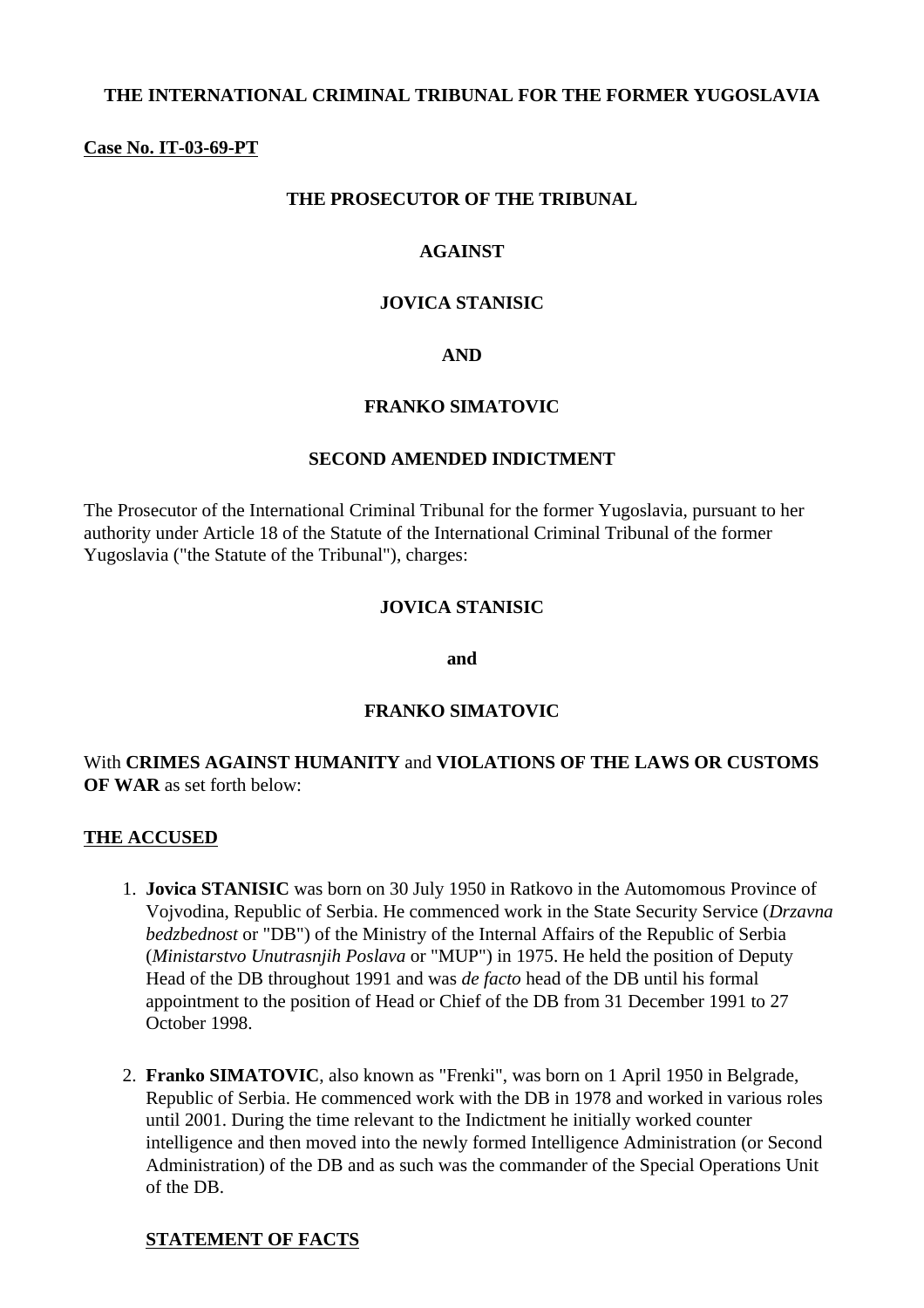**THE INTERNATIONAL CRIMINAL TRIBUNAL FOR THE FORMER YUGOSLAVIA**

**Case No. IT-03-69-PT**

**THE PROSECUTOR OF THE TRIBUNAL**

**AGAINST**

**JOVICA STANISIC**

**AND**

**FRANKO SIMATOVIC**

**SECOND AMENDED INDICTMENT**

The Prosecutor of the International Criminal Tribunal for the former Yugoslavia, pursuant to her authority under Article 18 of the Statute of the International Criminal Tribunal of the former Yugoslavia ("the Statute of the Tribunal"), charges:

**JOVICA STANISIC**

**and**

**FRANKO SIMATOVIC**

With **CRIMES AGAINST HUMANITY** and **VIOLATIONS OF THE LAWS OR CUSTOMS OF WAR** as set forth below:

## THE ACCUSED

1. **Jovica STANISIC** was born on 30 July 1950 in Ratkovo in the Automomous Province of Vojvodina, Republic of Serbia. He commenced work in the State Security Service (*Drzavna bedzbednost* or "DB") of the Ministry of the Internal Affairs of the Republic of Serbia (*Ministarstvo Unutrasnjih Poslava* or "MUP") in 1975. He held the position of Deputy Head of the DB throughout 1991 and was *de facto* head of the DB until his formal appointment to the position of Head or Chief of the DB from 31 December 1991 to 27 October 1998.

2. **Franko SIMATOVIC**, also known as "Frenki", was born on 1 April 1950 in Belgrade, Republic of Serbia. He commenced work with the DB in 1978 and worked in various roles until 2001. During the time relevant to the Indictment he initially worked counter intelligence and then moved into the newly formed Intelligence Administration (or Second Administration) of the DB and as such was the commander of the Special Operations Unit of the DB.

## STATEMENT OF FACTS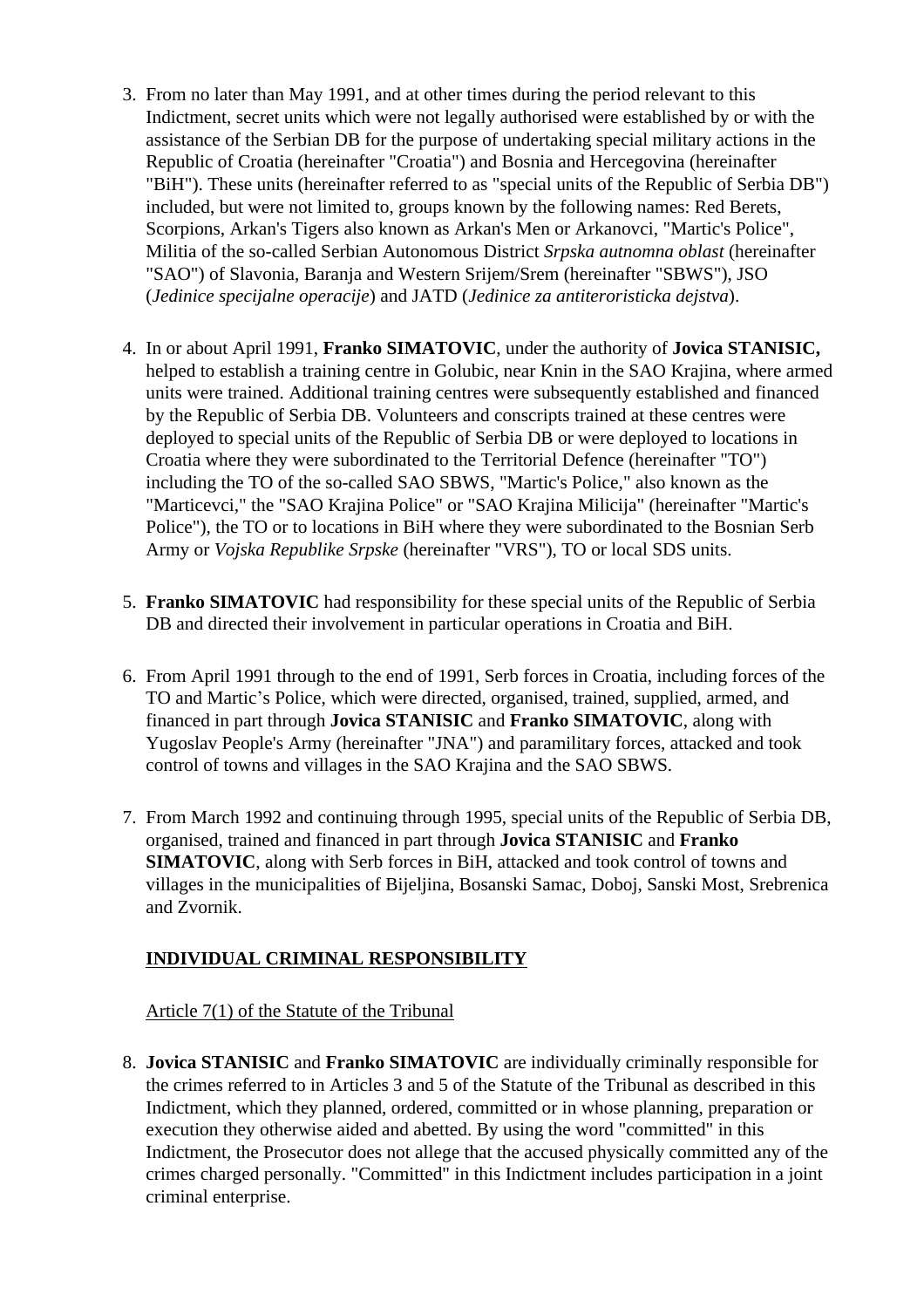3. From no later than May 1991, and at other times during the period relevant to this Indictment, secret units which were not legally authorised were established by or with the assistance of the Serbian DB for the purpose of undertaking special military actions in the Republic of Croatia (hereinafter "Croatia") and Bosnia and Hercegovina (hereinafter "BiH"). These units (hereinafter referred to as "special units of the Republic of Serbia DB") included, but were not limited to, groups known by the following names: Red Berets, Scorpions, Arkan's Tigers also known as Arkan's Men or Arkanovci, "Martic's Police", Militia of the so-called Serbian Autonomous District *Srpska autnomna oblast* (hereinafter "SAO") of Slavonia, Baranja and Western Srijem/Srem (hereinafter "SBWS"), JSO (*Jedinice specijalne operacije*) and JATD (*Jedinice za antiteroristicka dejstva*).

4. In or about April 1991, **Franko SIMATOVIC**, under the authority of **Jovica STANISIC,** helped to establish a training centre in Golubic, near Knin in the SAO Krajina, where armed units were trained. Additional training centres were subsequently established and financed by the Republic of Serbia DB. Volunteers and conscripts trained at these centres were deployed to special units of the Republic of Serbia DB or were deployed to locations in Croatia where they were subordinated to the Territorial Defence (hereinafter "TO") including the TO of the so-called SAO SBWS, "Martic's Police," also known as the "Marticevci," the "SAO Krajina Police" or "SAO Krajina Milicija" (hereinafter "Martic's Police"), the TO or to locations in BiH where they were subordinated to the Bosnian Serb Army or *Vojska Republike Srpske* (hereinafter "VRS"), TO or local SDS units.

5. **Franko SIMATOVIC** had responsibility for these special units of the Republic of Serbia DB and directed their involvement in particular operations in Croatia and BiH.

6. From April 1991 through to the end of 1991, Serb forces in Croatia, including forces of the TO and Martic's Police, which were directed, organised, trained, supplied, armed, and financed in part through **Jovica STANISIC** and **Franko SIMATOVIC**, along with Yugoslav People's Army (hereinafter "JNA") and paramilitary forces, attacked and took control of towns and villages in the SAO Krajina and the SAO SBWS.

7. From March 1992 and continuing through 1995, special units of the Republic of Serbia DB, organised, trained and financed in part through **Jovica STANISIC** and **Franko SIMATOVIC**, along with Serb forces in BiH, attacked and took control of towns and villages in the municipalities of Bijeljina, Bosanski Samac, Doboj, Sanski Most, Srebrenica and Zvornik.

## INDIVIDUAL CRIMINAL RESPONSIBILITY

### Article 7(1) of the Statute of the Tribunal

8. **Jovica STANISIC** and **Franko SIMATOVIC** are individually criminally responsible for the crimes referred to in Articles 3 and 5 of the Statute of the Tribunal as described in this Indictment, which they planned, ordered, committed or in whose planning, preparation or execution they otherwise aided and abetted. By using the word "committed" in this Indictment, the Prosecutor does not allege that the accused physically committed any of the crimes charged personally. "Committed" in this Indictment includes participation in a joint criminal enterprise.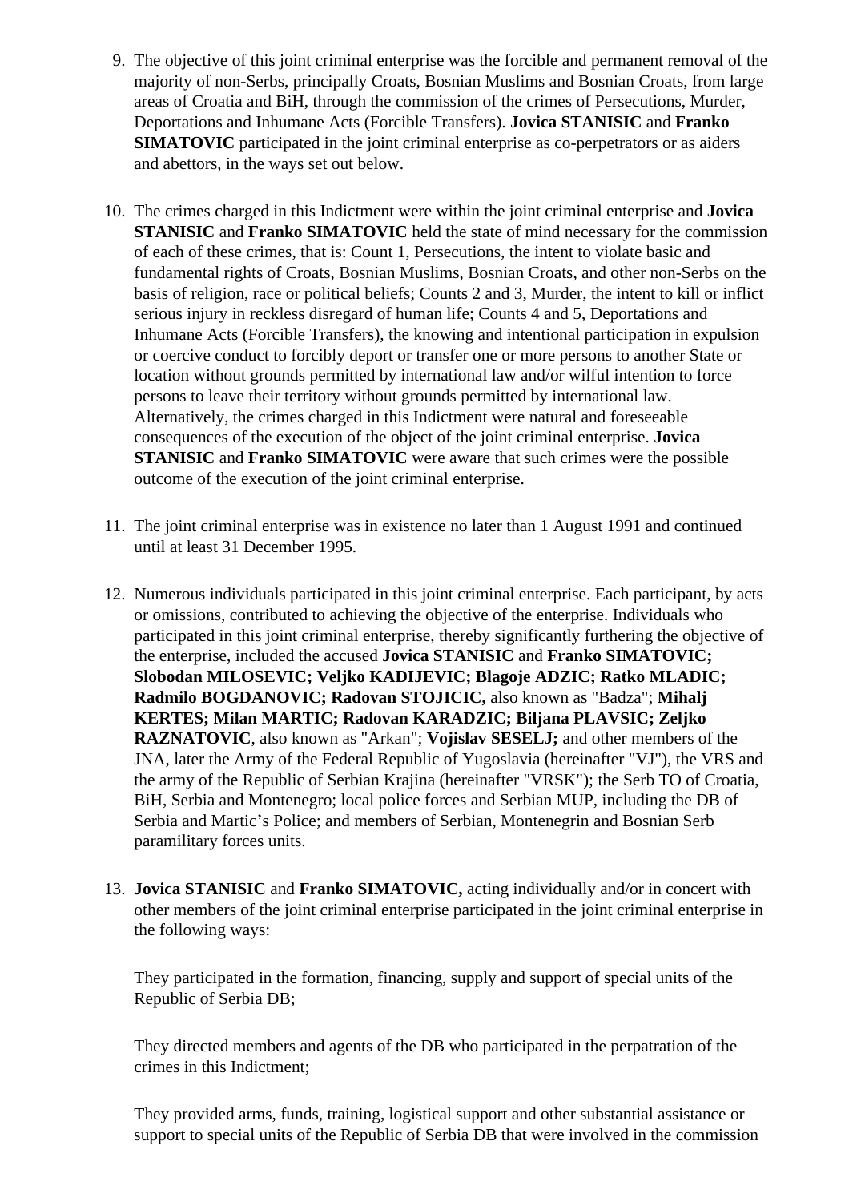9. The objective of this joint criminal enterprise was the forcible and permanent removal of the majority of non-Serbs, principally Croats, Bosnian Muslims and Bosnian Croats, from large areas of Croatia and BiH, through the commission of the crimes of Persecutions, Murder, Deportations and Inhumane Acts (Forcible Transfers). **Jovica STANISIC** and **Franko SIMATOVIC** participated in the joint criminal enterprise as co-perpetrators or as aiders and abettors, in the ways set out below.

10. The crimes charged in this Indictment were within the joint criminal enterprise and **Jovica STANISIC** and **Franko SIMATOVIC** held the state of mind necessary for the commission of each of these crimes, that is: Count 1, Persecutions, the intent to violate basic and fundamental rights of Croats, Bosnian Muslims, Bosnian Croats, and other non-Serbs on the basis of religion, race or political beliefs; Counts 2 and 3, Murder, the intent to kill or inflict serious injury in reckless disregard of human life; Counts 4 and 5, Deportations and Inhumane Acts (Forcible Transfers), the knowing and intentional participation in expulsion or coercive conduct to forcibly deport or transfer one or more persons to another State or location without grounds permitted by international law and/or wilful intention to force persons to leave their territory without grounds permitted by international law. Alternatively, the crimes charged in this Indictment were natural and foreseeable consequences of the execution of the object of the joint criminal enterprise. **Jovica STANISIC** and **Franko SIMATOVIC** were aware that such crimes were the possible outcome of the execution of the joint criminal enterprise.

11. The joint criminal enterprise was in existence no later than 1 August 1991 and continued until at least 31 December 1995.

12. Numerous individuals participated in this joint criminal enterprise. Each participant, by acts or omissions, contributed to achieving the objective of the enterprise. Individuals who participated in this joint criminal enterprise, thereby significantly furthering the objective of the enterprise, included the accused **Jovica STANISIC** and **Franko SIMATOVIC; Slobodan MILOSEVIC; Veljko KADIJEVIC; Blagoje ADZIC; Ratko MLADIC; Radmilo BOGDANOVIC; Radovan STOJICIC,** also known as "Badza"; **Mihalj KERTES; Milan MARTIC; Radovan KARADZIC; Biljana PLAVSIC; Zeljko RAZNATOVIC**, also known as "Arkan"; **Vojislav SESELJ;** and other members of the JNA, later the Army of the Federal Republic of Yugoslavia (hereinafter "VJ"), the VRS and the army of the Republic of Serbian Krajina (hereinafter "VRSK"); the Serb TO of Croatia, BiH, Serbia and Montenegro; local police forces and Serbian MUP, including the DB of Serbia and Martic's Police; and members of Serbian, Montenegrin and Bosnian Serb paramilitary forces units.

13. **Jovica STANISIC** and **Franko SIMATOVIC,** acting individually and/or in concert with other members of the joint criminal enterprise participated in the joint criminal enterprise in the following ways:

    They participated in the formation, financing, supply and support of special units of the Republic of Serbia DB;

    They directed members and agents of the DB who participated in the perpatration of the crimes in this Indictment;

    They provided arms, funds, training, logistical support and other substantial assistance or support to special units of the Republic of Serbia DB that were involved in the commission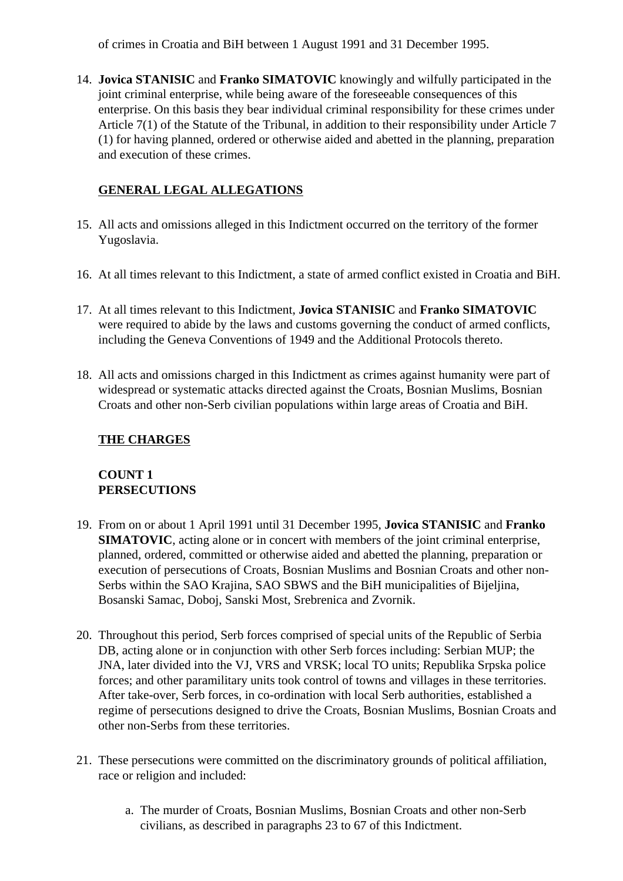of crimes in Croatia and BiH between 1 August 1991 and 31 December 1995.

14. **Jovica STANISIC** and **Franko SIMATOVIC** knowingly and wilfully participated in the joint criminal enterprise, while being aware of the foreseeable consequences of this enterprise. On this basis they bear individual criminal responsibility for these crimes under Article 7(1) of the Statute of the Tribunal, in addition to their responsibility under Article 7 (1) for having planned, ordered or otherwise aided and abetted in the planning, preparation and execution of these crimes.

## GENERAL LEGAL ALLEGATIONS

15. All acts and omissions alleged in this Indictment occurred on the territory of the former Yugoslavia.

16. At all times relevant to this Indictment, a state of armed conflict existed in Croatia and BiH.

17. At all times relevant to this Indictment, **Jovica STANISIC** and **Franko SIMATOVIC** were required to abide by the laws and customs governing the conduct of armed conflicts, including the Geneva Conventions of 1949 and the Additional Protocols thereto.

18. All acts and omissions charged in this Indictment as crimes against humanity were part of widespread or systematic attacks directed against the Croats, Bosnian Muslims, Bosnian Croats and other non-Serb civilian populations within large areas of Croatia and BiH.

## THE CHARGES

### COUNT 1
### PERSECUTIONS

19. From on or about 1 April 1991 until 31 December 1995, **Jovica STANISIC** and **Franko SIMATOVIC**, acting alone or in concert with members of the joint criminal enterprise, planned, ordered, committed or otherwise aided and abetted the planning, preparation or execution of persecutions of Croats, Bosnian Muslims and Bosnian Croats and other non-Serbs within the SAO Krajina, SAO SBWS and the BiH municipalities of Bijeljina, Bosanski Samac, Doboj, Sanski Most, Srebrenica and Zvornik.

20. Throughout this period, Serb forces comprised of special units of the Republic of Serbia DB, acting alone or in conjunction with other Serb forces including: Serbian MUP; the JNA, later divided into the VJ, VRS and VRSK; local TO units; Republika Srpska police forces; and other paramilitary units took control of towns and villages in these territories. After take-over, Serb forces, in co-ordination with local Serb authorities, established a regime of persecutions designed to drive the Croats, Bosnian Muslims, Bosnian Croats and other non-Serbs from these territories.

21. These persecutions were committed on the discriminatory grounds of political affiliation, race or religion and included:

    a. The murder of Croats, Bosnian Muslims, Bosnian Croats and other non-Serb civilians, as described in paragraphs 23 to 67 of this Indictment.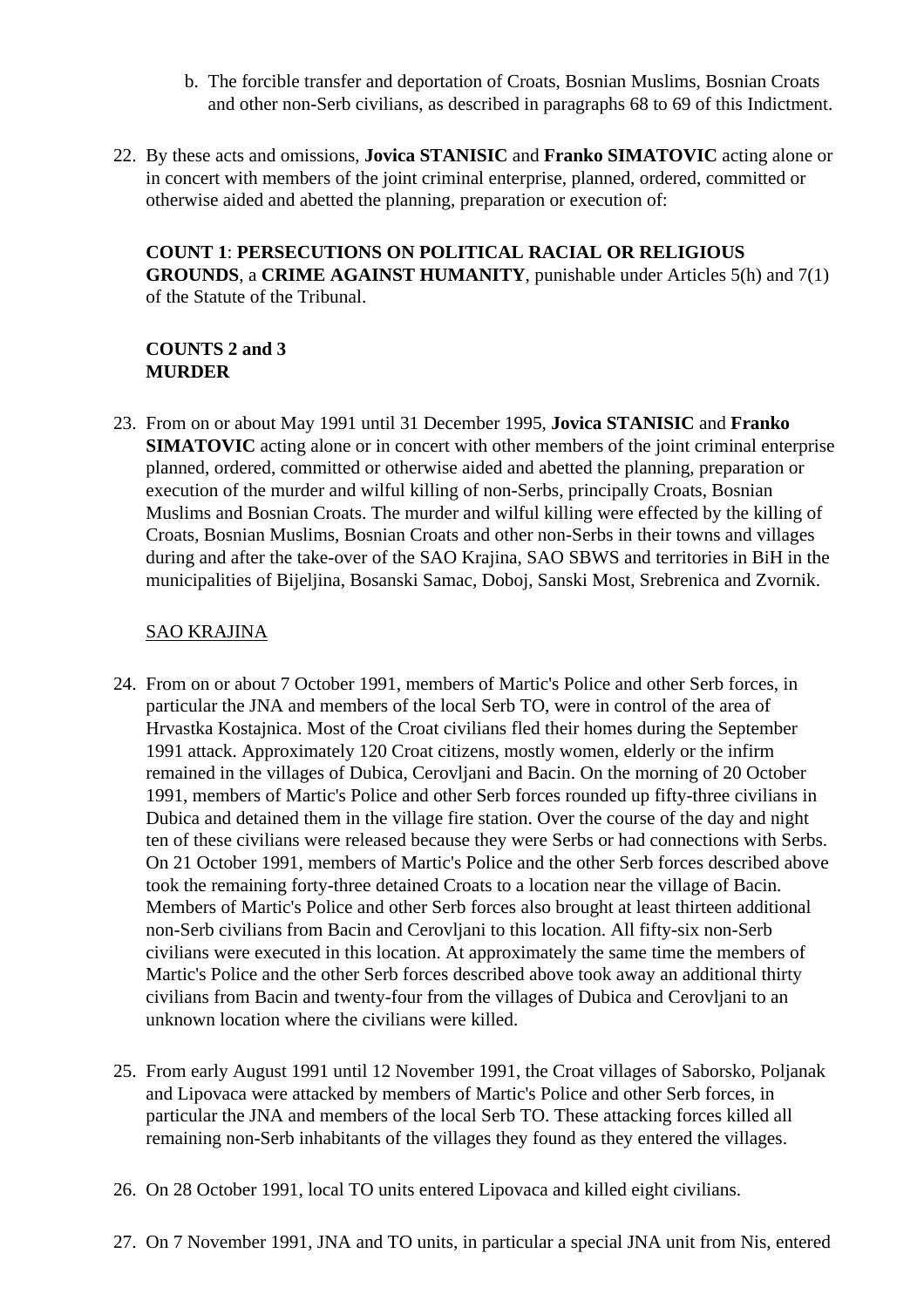b. The forcible transfer and deportation of Croats, Bosnian Muslims, Bosnian Croats and other non-Serb civilians, as described in paragraphs 68 to 69 of this Indictment.

22. By these acts and omissions, **Jovica STANISIC** and **Franko SIMATOVIC** acting alone or in concert with members of the joint criminal enterprise, planned, ordered, committed or otherwise aided and abetted the planning, preparation or execution of:

**COUNT 1**: **PERSECUTIONS ON POLITICAL RACIAL OR RELIGIOUS GROUNDS**, a **CRIME AGAINST HUMANITY**, punishable under Articles 5(h) and 7(1) of the Statute of the Tribunal.

**COUNTS 2 and 3**
**MURDER**

23. From on or about May 1991 until 31 December 1995, **Jovica STANISIC** and **Franko SIMATOVIC** acting alone or in concert with other members of the joint criminal enterprise planned, ordered, committed or otherwise aided and abetted the planning, preparation or execution of the murder and wilful killing of non-Serbs, principally Croats, Bosnian Muslims and Bosnian Croats. The murder and wilful killing were effected by the killing of Croats, Bosnian Muslims, Bosnian Croats and other non-Serbs in their towns and villages during and after the take-over of the SAO Krajina, SAO SBWS and territories in BiH in the municipalities of Bijeljina, Bosanski Samac, Doboj, Sanski Most, Srebrenica and Zvornik.

<u>SAO KRAJINA</u>

24. From on or about 7 October 1991, members of Martic's Police and other Serb forces, in particular the JNA and members of the local Serb TO, were in control of the area of Hrvastka Kostajnica. Most of the Croat civilians fled their homes during the September 1991 attack. Approximately 120 Croat citizens, mostly women, elderly or the infirm remained in the villages of Dubica, Cerovljani and Bacin. On the morning of 20 October 1991, members of Martic's Police and other Serb forces rounded up fifty-three civilians in Dubica and detained them in the village fire station. Over the course of the day and night ten of these civilians were released because they were Serbs or had connections with Serbs. On 21 October 1991, members of Martic's Police and the other Serb forces described above took the remaining forty-three detained Croats to a location near the village of Bacin. Members of Martic's Police and other Serb forces also brought at least thirteen additional non-Serb civilians from Bacin and Cerovljani to this location. All fifty-six non-Serb civilians were executed in this location. At approximately the same time the members of Martic's Police and the other Serb forces described above took away an additional thirty civilians from Bacin and twenty-four from the villages of Dubica and Cerovljani to an unknown location where the civilians were killed.

25. From early August 1991 until 12 November 1991, the Croat villages of Saborsko, Poljanak and Lipovaca were attacked by members of Martic's Police and other Serb forces, in particular the JNA and members of the local Serb TO. These attacking forces killed all remaining non-Serb inhabitants of the villages they found as they entered the villages.

26. On 28 October 1991, local TO units entered Lipovaca and killed eight civilians.

27. On 7 November 1991, JNA and TO units, in particular a special JNA unit from Nis, entered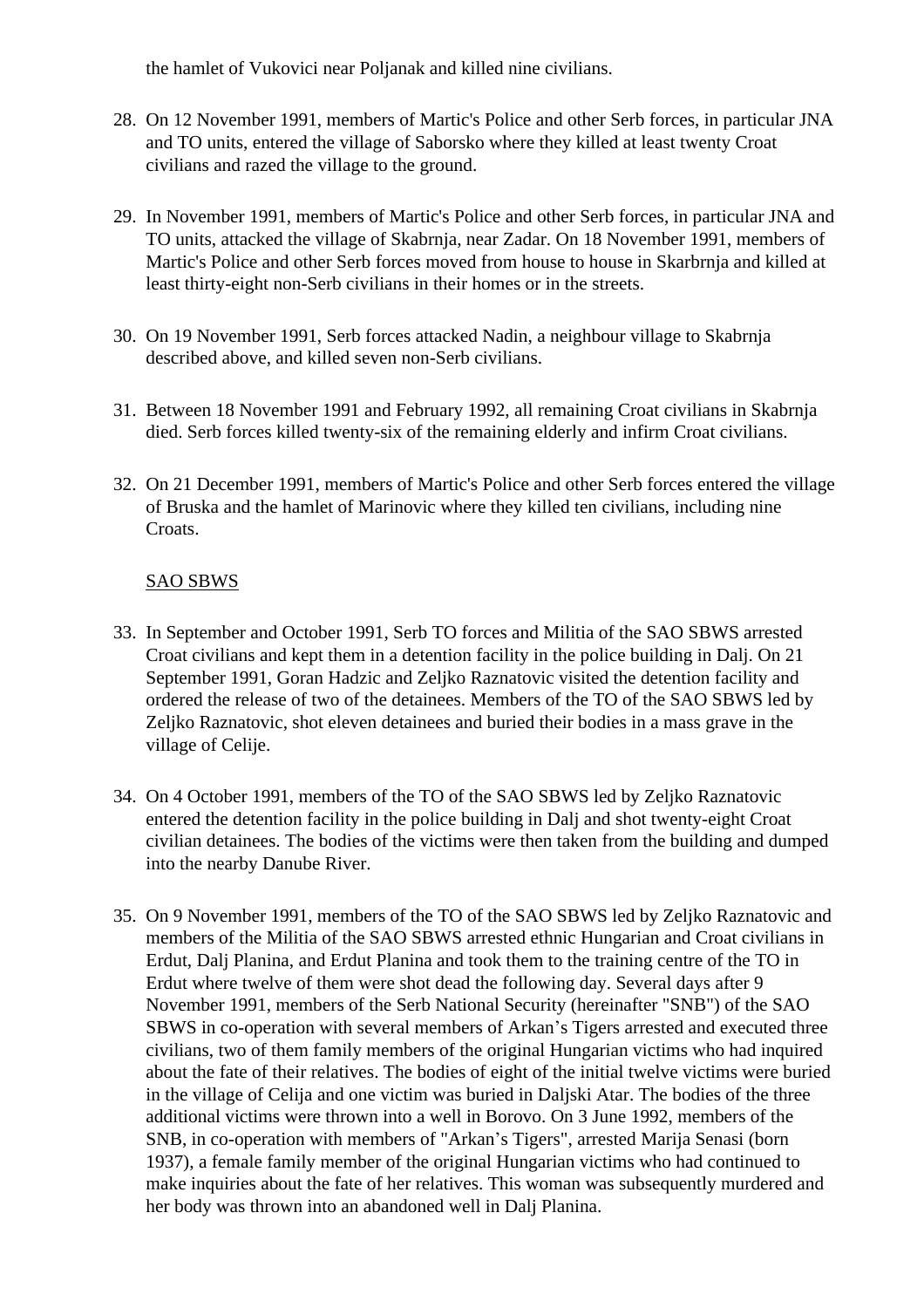the hamlet of Vukovici near Poljanak and killed nine civilians.

28. On 12 November 1991, members of Martic's Police and other Serb forces, in particular JNA and TO units, entered the village of Saborsko where they killed at least twenty Croat civilians and razed the village to the ground.

29. In November 1991, members of Martic's Police and other Serb forces, in particular JNA and TO units, attacked the village of Skabrnja, near Zadar. On 18 November 1991, members of Martic's Police and other Serb forces moved from house to house in Skarbrnja and killed at least thirty-eight non-Serb civilians in their homes or in the streets.

30. On 19 November 1991, Serb forces attacked Nadin, a neighbour village to Skabrnja described above, and killed seven non-Serb civilians.

31. Between 18 November 1991 and February 1992, all remaining Croat civilians in Skabrnja died. Serb forces killed twenty-six of the remaining elderly and infirm Croat civilians.

32. On 21 December 1991, members of Martic's Police and other Serb forces entered the village of Bruska and the hamlet of Marinovic where they killed ten civilians, including nine Croats.

<u>SAO SBWS</u>

33. In September and October 1991, Serb TO forces and Militia of the SAO SBWS arrested Croat civilians and kept them in a detention facility in the police building in Dalj. On 21 September 1991, Goran Hadzic and Zeljko Raznatovic visited the detention facility and ordered the release of two of the detainees. Members of the TO of the SAO SBWS led by Zeljko Raznatovic, shot eleven detainees and buried their bodies in a mass grave in the village of Celije.

34. On 4 October 1991, members of the TO of the SAO SBWS led by Zeljko Raznatovic entered the detention facility in the police building in Dalj and shot twenty-eight Croat civilian detainees. The bodies of the victims were then taken from the building and dumped into the nearby Danube River.

35. On 9 November 1991, members of the TO of the SAO SBWS led by Zeljko Raznatovic and members of the Militia of the SAO SBWS arrested ethnic Hungarian and Croat civilians in Erdut, Dalj Planina, and Erdut Planina and took them to the training centre of the TO in Erdut where twelve of them were shot dead the following day. Several days after 9 November 1991, members of the Serb National Security (hereinafter "SNB") of the SAO SBWS in co-operation with several members of Arkan's Tigers arrested and executed three civilians, two of them family members of the original Hungarian victims who had inquired about the fate of their relatives. The bodies of eight of the initial twelve victims were buried in the village of Celija and one victim was buried in Daljski Atar. The bodies of the three additional victims were thrown into a well in Borovo. On 3 June 1992, members of the SNB, in co-operation with members of "Arkan's Tigers", arrested Marija Senasi (born 1937), a female family member of the original Hungarian victims who had continued to make inquiries about the fate of her relatives. This woman was subsequently murdered and her body was thrown into an abandoned well in Dalj Planina.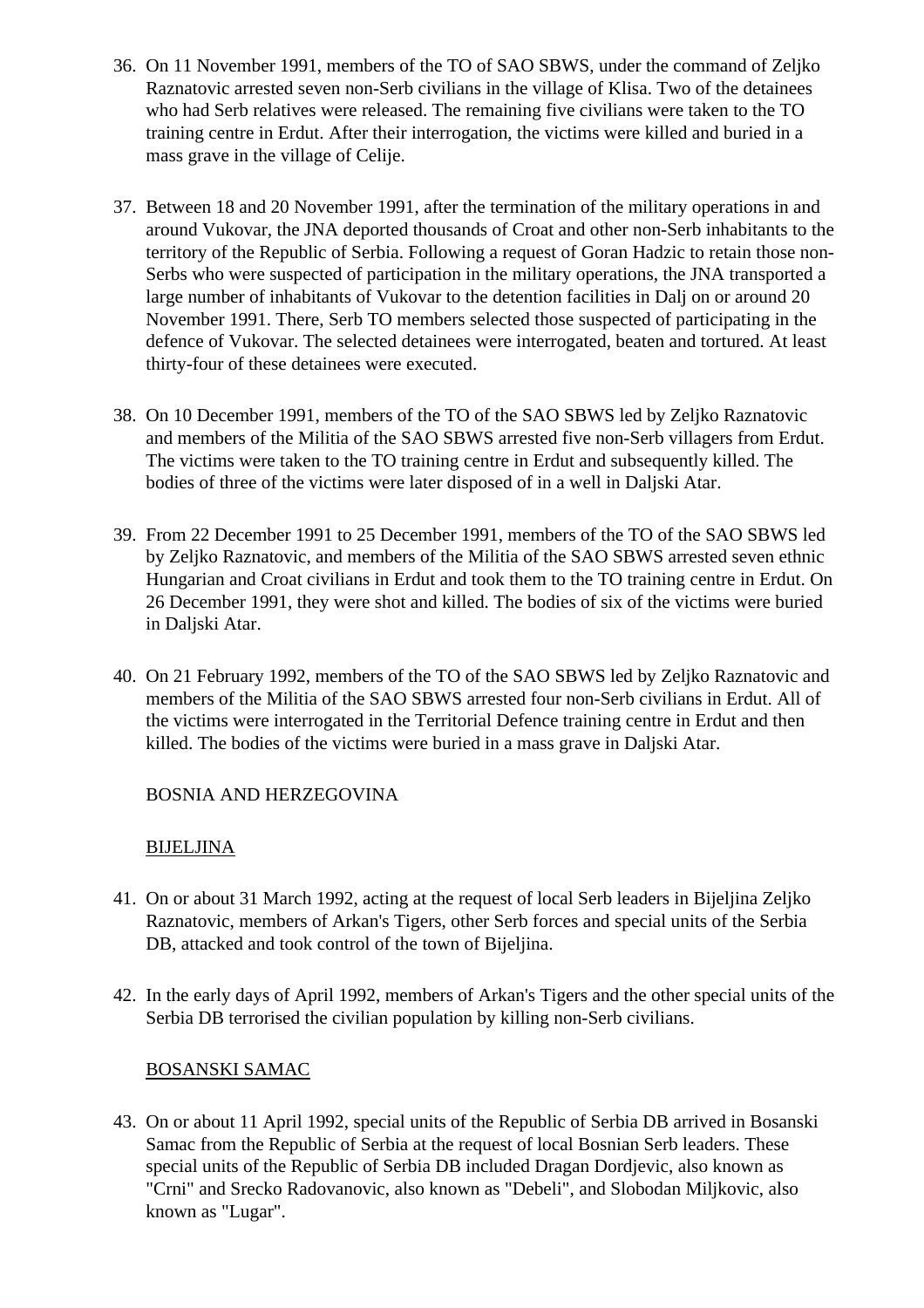36. On 11 November 1991, members of the TO of SAO SBWS, under the command of Zeljko Raznatovic arrested seven non-Serb civilians in the village of Klisa. Two of the detainees who had Serb relatives were released. The remaining five civilians were taken to the TO training centre in Erdut. After their interrogation, the victims were killed and buried in a mass grave in the village of Celije.

37. Between 18 and 20 November 1991, after the termination of the military operations in and around Vukovar, the JNA deported thousands of Croat and other non-Serb inhabitants to the territory of the Republic of Serbia. Following a request of Goran Hadzic to retain those non-Serbs who were suspected of participation in the military operations, the JNA transported a large number of inhabitants of Vukovar to the detention facilities in Dalj on or around 20 November 1991. There, Serb TO members selected those suspected of participating in the defence of Vukovar. The selected detainees were interrogated, beaten and tortured. At least thirty-four of these detainees were executed.

38. On 10 December 1991, members of the TO of the SAO SBWS led by Zeljko Raznatovic and members of the Militia of the SAO SBWS arrested five non-Serb villagers from Erdut. The victims were taken to the TO training centre in Erdut and subsequently killed. The bodies of three of the victims were later disposed of in a well in Daljski Atar.

39. From 22 December 1991 to 25 December 1991, members of the TO of the SAO SBWS led by Zeljko Raznatovic, and members of the Militia of the SAO SBWS arrested seven ethnic Hungarian and Croat civilians in Erdut and took them to the TO training centre in Erdut. On 26 December 1991, they were shot and killed. The bodies of six of the victims were buried in Daljski Atar.

40. On 21 February 1992, members of the TO of the SAO SBWS led by Zeljko Raznatovic and members of the Militia of the SAO SBWS arrested four non-Serb civilians in Erdut. All of the victims were interrogated in the Territorial Defence training centre in Erdut and then killed. The bodies of the victims were buried in a mass grave in Daljski Atar.

BOSNIA AND HERZEGOVINA

<u>BIJELJINA</u>

41. On or about 31 March 1992, acting at the request of local Serb leaders in Bijeljina Zeljko Raznatovic, members of Arkan's Tigers, other Serb forces and special units of the Serbia DB, attacked and took control of the town of Bijeljina.

42. In the early days of April 1992, members of Arkan's Tigers and the other special units of the Serbia DB terrorised the civilian population by killing non-Serb civilians.

<u>BOSANSKI SAMAC</u>

43. On or about 11 April 1992, special units of the Republic of Serbia DB arrived in Bosanski Samac from the Republic of Serbia at the request of local Bosnian Serb leaders. These special units of the Republic of Serbia DB included Dragan Dordjevic, also known as "Crni" and Srecko Radovanovic, also known as "Debeli", and Slobodan Miljkovic, also known as "Lugar".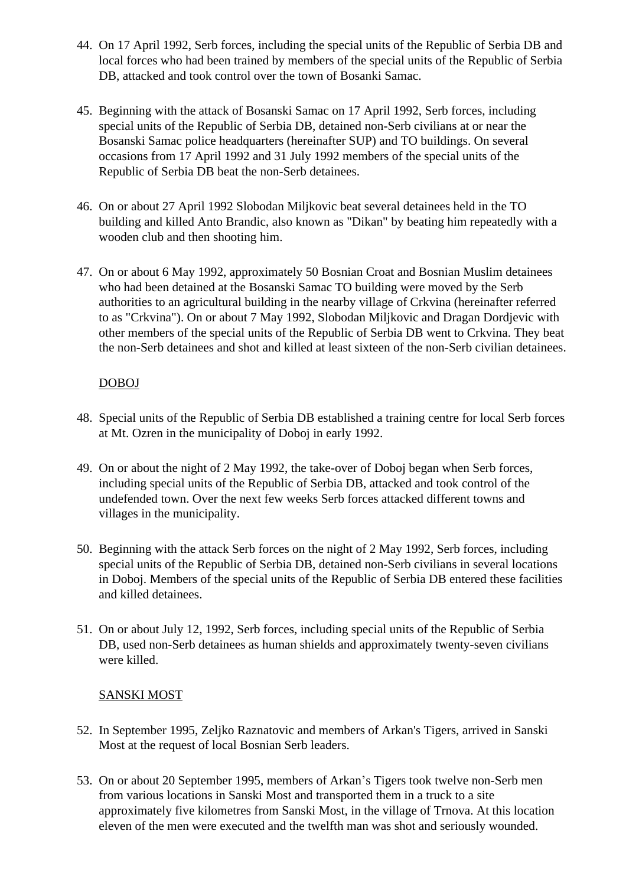44. On 17 April 1992, Serb forces, including the special units of the Republic of Serbia DB and local forces who had been trained by members of the special units of the Republic of Serbia DB, attacked and took control over the town of Bosanki Samac.

45. Beginning with the attack of Bosanski Samac on 17 April 1992, Serb forces, including special units of the Republic of Serbia DB, detained non-Serb civilians at or near the Bosanski Samac police headquarters (hereinafter SUP) and TO buildings. On several occasions from 17 April 1992 and 31 July 1992 members of the special units of the Republic of Serbia DB beat the non-Serb detainees.

46. On or about 27 April 1992 Slobodan Miljkovic beat several detainees held in the TO building and killed Anto Brandic, also known as "Dikan" by beating him repeatedly with a wooden club and then shooting him.

47. On or about 6 May 1992, approximately 50 Bosnian Croat and Bosnian Muslim detainees who had been detained at the Bosanski Samac TO building were moved by the Serb authorities to an agricultural building in the nearby village of Crkvina (hereinafter referred to as "Crkvina"). On or about 7 May 1992, Slobodan Miljkovic and Dragan Dordjevic with other members of the special units of the Republic of Serbia DB went to Crkvina. They beat the non-Serb detainees and shot and killed at least sixteen of the non-Serb civilian detainees.

<u>DOBOJ</u>

48. Special units of the Republic of Serbia DB established a training centre for local Serb forces at Mt. Ozren in the municipality of Doboj in early 1992.

49. On or about the night of 2 May 1992, the take-over of Doboj began when Serb forces, including special units of the Republic of Serbia DB, attacked and took control of the undefended town. Over the next few weeks Serb forces attacked different towns and villages in the municipality.

50. Beginning with the attack Serb forces on the night of 2 May 1992, Serb forces, including special units of the Republic of Serbia DB, detained non-Serb civilians in several locations in Doboj. Members of the special units of the Republic of Serbia DB entered these facilities and killed detainees.

51. On or about July 12, 1992, Serb forces, including special units of the Republic of Serbia DB, used non-Serb detainees as human shields and approximately twenty-seven civilians were killed.

<u>SANSKI MOST</u>

52. In September 1995, Zeljko Raznatovic and members of Arkan's Tigers, arrived in Sanski Most at the request of local Bosnian Serb leaders.

53. On or about 20 September 1995, members of Arkan's Tigers took twelve non-Serb men from various locations in Sanski Most and transported them in a truck to a site approximately five kilometres from Sanski Most, in the village of Trnova. At this location eleven of the men were executed and the twelfth man was shot and seriously wounded.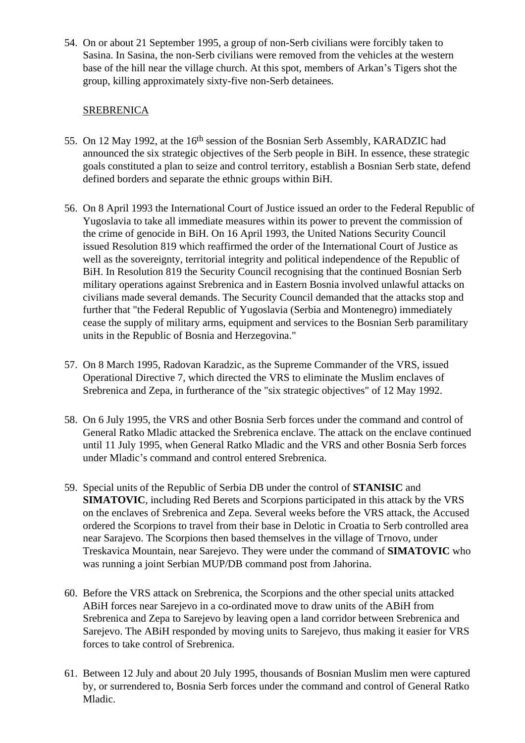54. On or about 21 September 1995, a group of non-Serb civilians were forcibly taken to Sasina. In Sasina, the non-Serb civilians were removed from the vehicles at the western base of the hill near the village church. At this spot, members of Arkan's Tigers shot the group, killing approximately sixty-five non-Serb detainees.

SREBRENICA

55. On 12 May 1992, at the 16th session of the Bosnian Serb Assembly, KARADZIC had announced the six strategic objectives of the Serb people in BiH. In essence, these strategic goals constituted a plan to seize and control territory, establish a Bosnian Serb state, defend defined borders and separate the ethnic groups within BiH.

56. On 8 April 1993 the International Court of Justice issued an order to the Federal Republic of Yugoslavia to take all immediate measures within its power to prevent the commission of the crime of genocide in BiH. On 16 April 1993, the United Nations Security Council issued Resolution 819 which reaffirmed the order of the International Court of Justice as well as the sovereignty, territorial integrity and political independence of the Republic of BiH. In Resolution 819 the Security Council recognising that the continued Bosnian Serb military operations against Srebrenica and in Eastern Bosnia involved unlawful attacks on civilians made several demands. The Security Council demanded that the attacks stop and further that "the Federal Republic of Yugoslavia (Serbia and Montenegro) immediately cease the supply of military arms, equipment and services to the Bosnian Serb paramilitary units in the Republic of Bosnia and Herzegovina."

57. On 8 March 1995, Radovan Karadzic, as the Supreme Commander of the VRS, issued Operational Directive 7, which directed the VRS to eliminate the Muslim enclaves of Srebrenica and Zepa, in furtherance of the "six strategic objectives" of 12 May 1992.

58. On 6 July 1995, the VRS and other Bosnia Serb forces under the command and control of General Ratko Mladic attacked the Srebrenica enclave. The attack on the enclave continued until 11 July 1995, when General Ratko Mladic and the VRS and other Bosnia Serb forces under Mladic's command and control entered Srebrenica.

59. Special units of the Republic of Serbia DB under the control of **STANISIC** and **SIMATOVIC**, including Red Berets and Scorpions participated in this attack by the VRS on the enclaves of Srebrenica and Zepa. Several weeks before the VRS attack, the Accused ordered the Scorpions to travel from their base in Delotic in Croatia to Serb controlled area near Sarajevo. The Scorpions then based themselves in the village of Trnovo, under Treskavica Mountain, near Sarejevo. They were under the command of **SIMATOVIC** who was running a joint Serbian MUP/DB command post from Jahorina.

60. Before the VRS attack on Srebrenica, the Scorpions and the other special units attacked ABiH forces near Sarejevo in a co-ordinated move to draw units of the ABiH from Srebrenica and Zepa to Sarejevo by leaving open a land corridor between Srebrenica and Sarejevo. The ABiH responded by moving units to Sarejevo, thus making it easier for VRS forces to take control of Srebrenica.

61. Between 12 July and about 20 July 1995, thousands of Bosnian Muslim men were captured by, or surrendered to, Bosnia Serb forces under the command and control of General Ratko Mladic.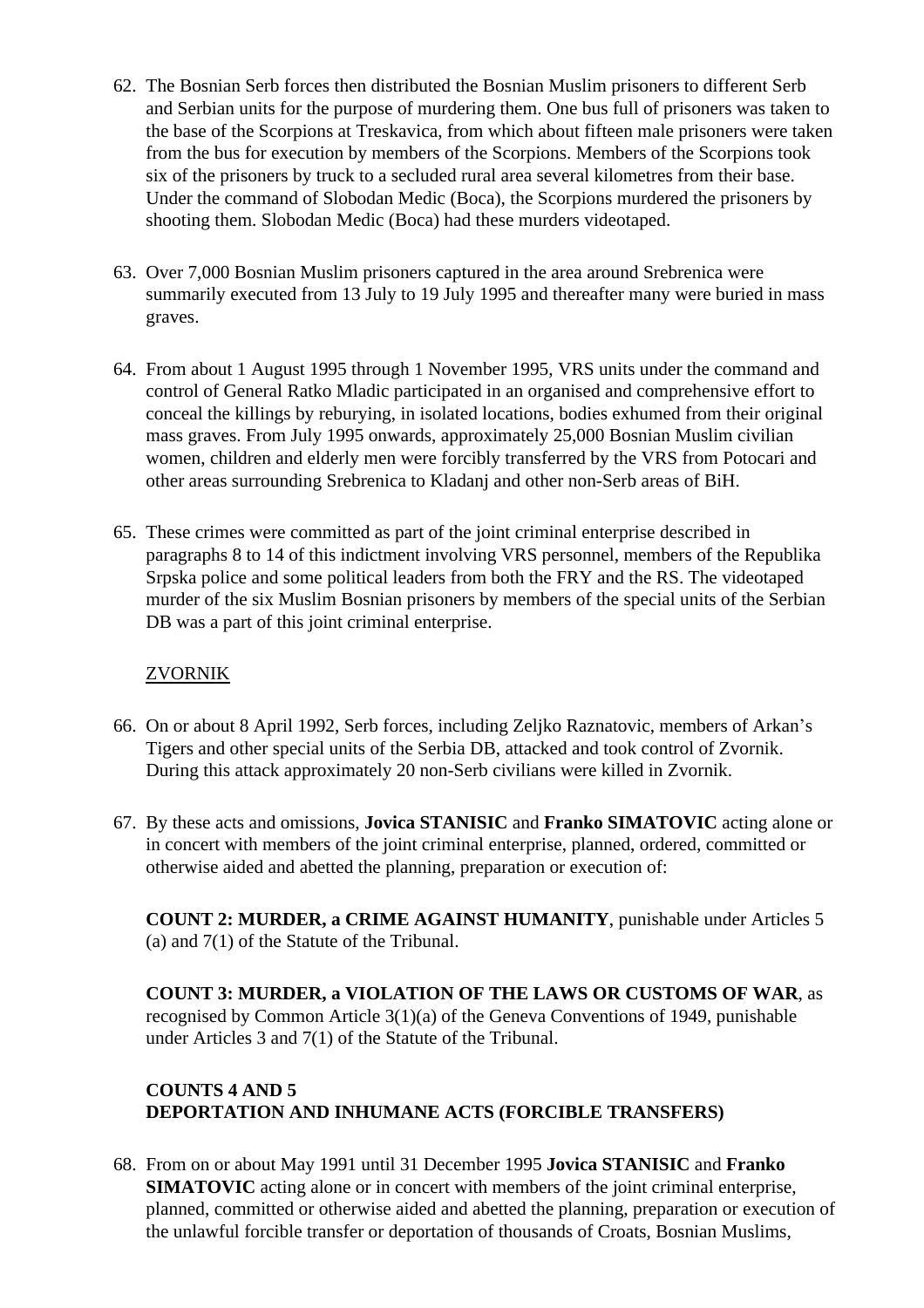62. The Bosnian Serb forces then distributed the Bosnian Muslim prisoners to different Serb and Serbian units for the purpose of murdering them. One bus full of prisoners was taken to the base of the Scorpions at Treskavica, from which about fifteen male prisoners were taken from the bus for execution by members of the Scorpions. Members of the Scorpions took six of the prisoners by truck to a secluded rural area several kilometres from their base. Under the command of Slobodan Medic (Boca), the Scorpions murdered the prisoners by shooting them. Slobodan Medic (Boca) had these murders videotaped.

63. Over 7,000 Bosnian Muslim prisoners captured in the area around Srebrenica were summarily executed from 13 July to 19 July 1995 and thereafter many were buried in mass graves.

64. From about 1 August 1995 through 1 November 1995, VRS units under the command and control of General Ratko Mladic participated in an organised and comprehensive effort to conceal the killings by reburying, in isolated locations, bodies exhumed from their original mass graves. From July 1995 onwards, approximately 25,000 Bosnian Muslim civilian women, children and elderly men were forcibly transferred by the VRS from Potocari and other areas surrounding Srebrenica to Kladanj and other non-Serb areas of BiH.

65. These crimes were committed as part of the joint criminal enterprise described in paragraphs 8 to 14 of this indictment involving VRS personnel, members of the Republika Srpska police and some political leaders from both the FRY and the RS. The videotaped murder of the six Muslim Bosnian prisoners by members of the special units of the Serbian DB was a part of this joint criminal enterprise.

ZVORNIK

66. On or about 8 April 1992, Serb forces, including Zeljko Raznatovic, members of Arkan's Tigers and other special units of the Serbia DB, attacked and took control of Zvornik. During this attack approximately 20 non-Serb civilians were killed in Zvornik.

67. By these acts and omissions, **Jovica STANISIC** and **Franko SIMATOVIC** acting alone or in concert with members of the joint criminal enterprise, planned, ordered, committed or otherwise aided and abetted the planning, preparation or execution of:

**COUNT 2: MURDER, a CRIME AGAINST HUMANITY**, punishable under Articles 5 (a) and 7(1) of the Statute of the Tribunal.

**COUNT 3: MURDER, a VIOLATION OF THE LAWS OR CUSTOMS OF WAR**, as recognised by Common Article 3(1)(a) of the Geneva Conventions of 1949, punishable under Articles 3 and 7(1) of the Statute of the Tribunal.

**COUNTS 4 AND 5**
**DEPORTATION AND INHUMANE ACTS (FORCIBLE TRANSFERS)**

68. From on or about May 1991 until 31 December 1995 **Jovica STANISIC** and **Franko SIMATOVIC** acting alone or in concert with members of the joint criminal enterprise, planned, committed or otherwise aided and abetted the planning, preparation or execution of the unlawful forcible transfer or deportation of thousands of Croats, Bosnian Muslims,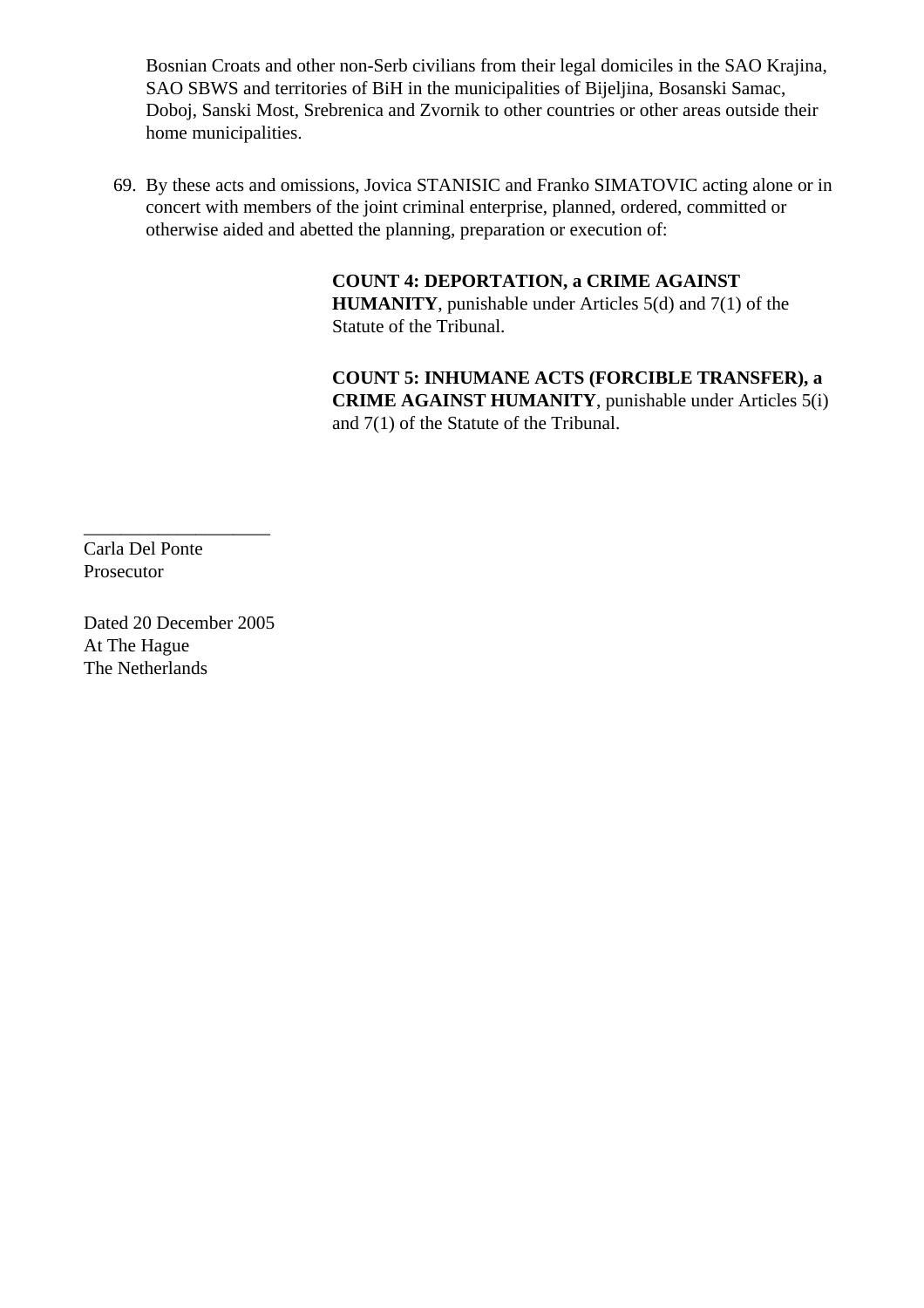Bosnian Croats and other non-Serb civilians from their legal domiciles in the SAO Krajina, SAO SBWS and territories of BiH in the municipalities of Bijeljina, Bosanski Samac, Doboj, Sanski Most, Srebrenica and Zvornik to other countries or other areas outside their home municipalities.

69. By these acts and omissions, Jovica STANISIC and Franko SIMATOVIC acting alone or in concert with members of the joint criminal enterprise, planned, ordered, committed or otherwise aided and abetted the planning, preparation or execution of:

**COUNT 4: DEPORTATION, a CRIME AGAINST HUMANITY**, punishable under Articles 5(d) and 7(1) of the Statute of the Tribunal.

**COUNT 5: INHUMANE ACTS (FORCIBLE TRANSFER), a CRIME AGAINST HUMANITY**, punishable under Articles 5(i) and 7(1) of the Statute of the Tribunal.

____________________
Carla Del Ponte
Prosecutor

Dated 20 December 2005
At The Hague
The Netherlands